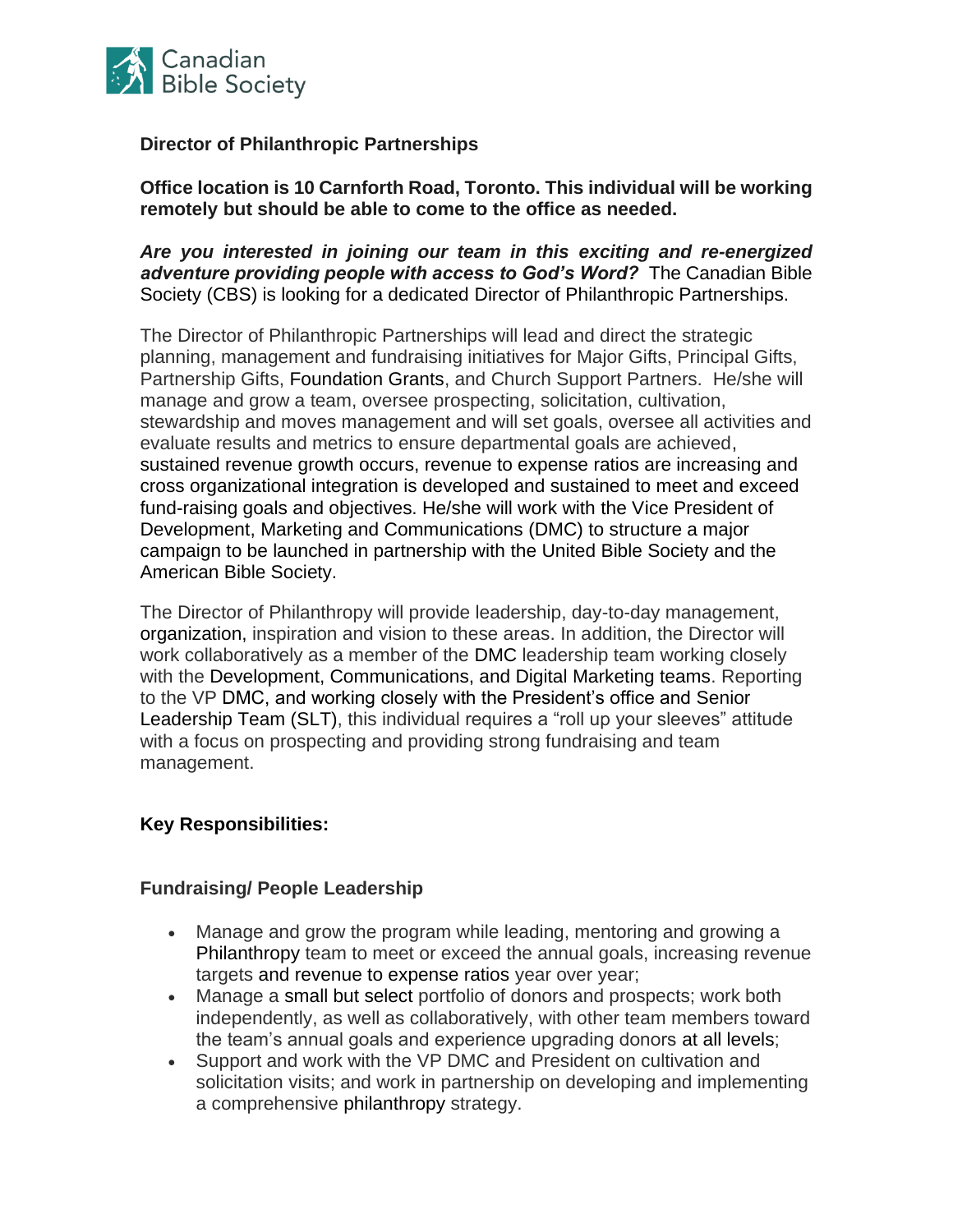Canadian Bible Society

**Director of Philanthropic Partnerships**

**Office location is 10 Carnforth Road, Toronto. This individual will be working remotely but should be able to come to the office as needed.**

***Are you interested in joining our team in this exciting and re-energized adventure providing people with access to God's Word?*** The Canadian Bible Society (CBS) is looking for a dedicated Director of Philanthropic Partnerships.

The Director of Philanthropic Partnerships will lead and direct the strategic planning, management and fundraising initiatives for Major Gifts, Principal Gifts, Partnership Gifts, Foundation Grants, and Church Support Partners. He/she will manage and grow a team, oversee prospecting, solicitation, cultivation, stewardship and moves management and will set goals, oversee all activities and evaluate results and metrics to ensure departmental goals are achieved, sustained revenue growth occurs, revenue to expense ratios are increasing and cross organizational integration is developed and sustained to meet and exceed fund-raising goals and objectives. He/she will work with the Vice President of Development, Marketing and Communications (DMC) to structure a major campaign to be launched in partnership with the United Bible Society and the American Bible Society.

The Director of Philanthropy will provide leadership, day-to-day management, organization, inspiration and vision to these areas. In addition, the Director will work collaboratively as a member of the DMC leadership team working closely with the Development, Communications, and Digital Marketing teams. Reporting to the VP DMC, and working closely with the President's office and Senior Leadership Team (SLT), this individual requires a "roll up your sleeves" attitude with a focus on prospecting and providing strong fundraising and team management.

## Key Responsibilities:

### Fundraising/ People Leadership

- Manage and grow the program while leading, mentoring and growing a Philanthropy team to meet or exceed the annual goals, increasing revenue targets and revenue to expense ratios year over year;
- Manage a small but select portfolio of donors and prospects; work both independently, as well as collaboratively, with other team members toward the team's annual goals and experience upgrading donors at all levels;
- Support and work with the VP DMC and President on cultivation and solicitation visits; and work in partnership on developing and implementing a comprehensive philanthropy strategy.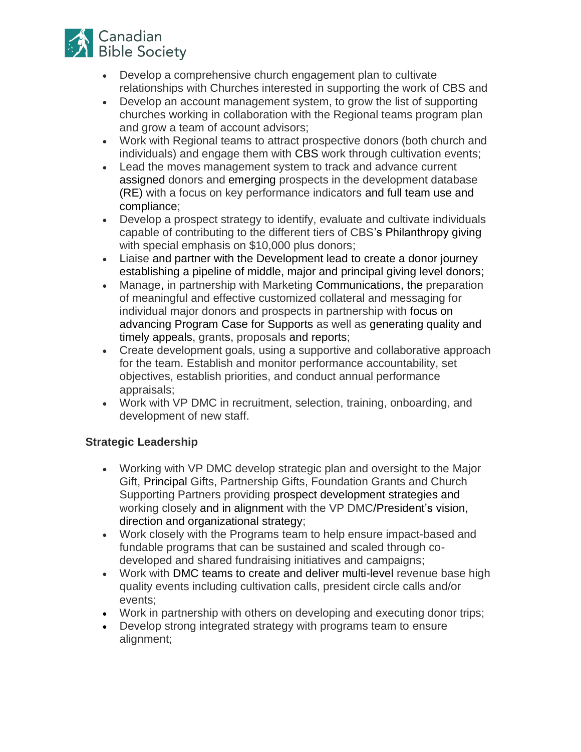- Develop a comprehensive church engagement plan to cultivate relationships with Churches interested in supporting the work of CBS and
- Develop an account management system, to grow the list of supporting churches working in collaboration with the Regional teams program plan and grow a team of account advisors;
- Work with Regional teams to attract prospective donors (both church and individuals) and engage them with CBS work through cultivation events;
- Lead the moves management system to track and advance current assigned donors and emerging prospects in the development database (RE) with a focus on key performance indicators and full team use and compliance;
- Develop a prospect strategy to identify, evaluate and cultivate individuals capable of contributing to the different tiers of CBS's Philanthropy giving with special emphasis on $10,000 plus donors;
- Liaise and partner with the Development lead to create a donor journey establishing a pipeline of middle, major and principal giving level donors;
- Manage, in partnership with Marketing Communications, the preparation of meaningful and effective customized collateral and messaging for individual major donors and prospects in partnership with focus on advancing Program Case for Supports as well as generating quality and timely appeals, grants, proposals and reports;
- Create development goals, using a supportive and collaborative approach for the team. Establish and monitor performance accountability, set objectives, establish priorities, and conduct annual performance appraisals;
- Work with VP DMC in recruitment, selection, training, onboarding, and development of new staff.

**Strategic Leadership**

- Working with VP DMC develop strategic plan and oversight to the Major Gift, Principal Gifts, Partnership Gifts, Foundation Grants and Church Supporting Partners providing prospect development strategies and working closely and in alignment with the VP DMC/President's vision, direction and organizational strategy;
- Work closely with the Programs team to help ensure impact-based and fundable programs that can be sustained and scaled through co-developed and shared fundraising initiatives and campaigns;
- Work with DMC teams to create and deliver multi-level revenue base high quality events including cultivation calls, president circle calls and/or events;
- Work in partnership with others on developing and executing donor trips;
- Develop strong integrated strategy with programs team to ensure alignment;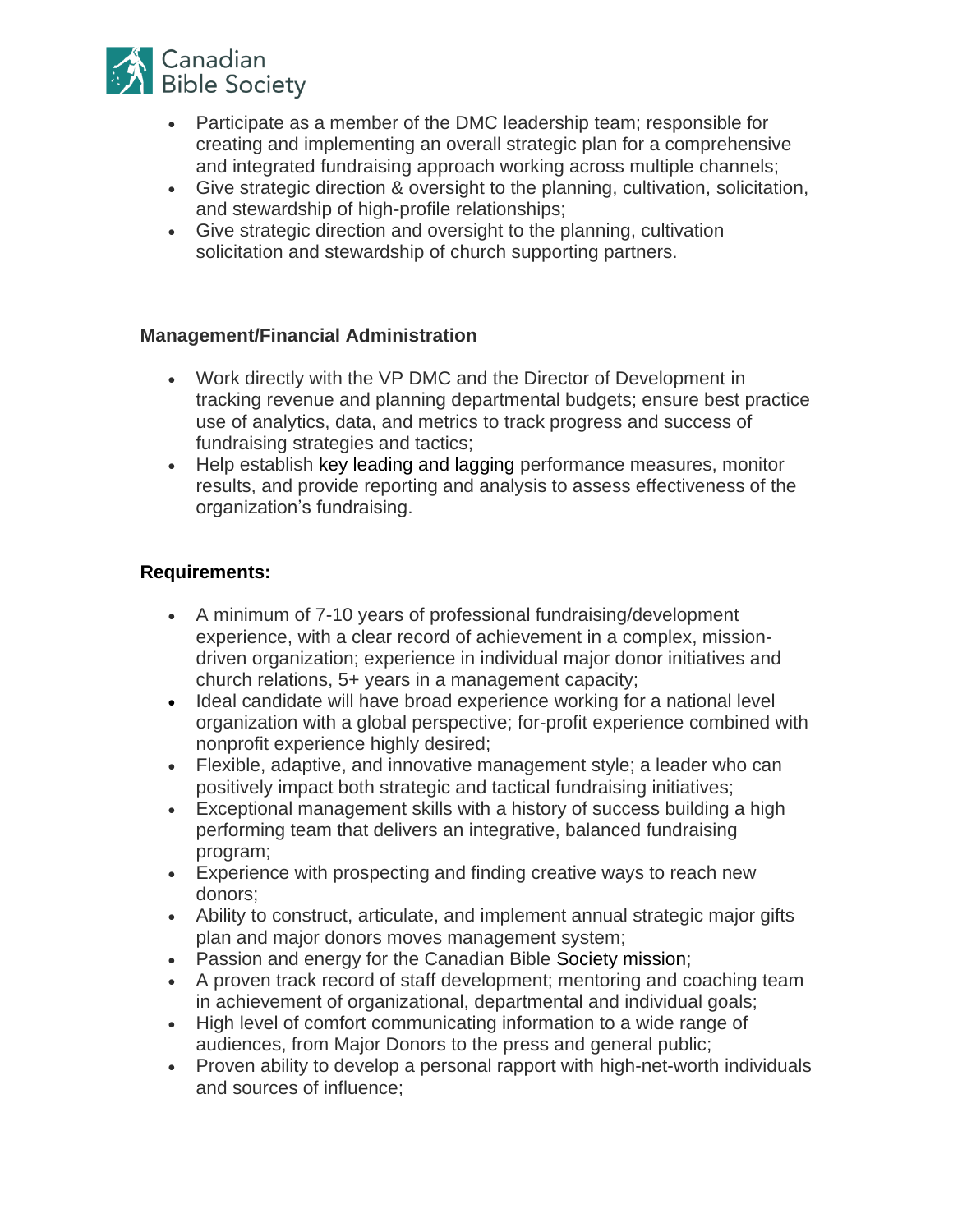- Participate as a member of the DMC leadership team; responsible for creating and implementing an overall strategic plan for a comprehensive and integrated fundraising approach working across multiple channels;
- Give strategic direction & oversight to the planning, cultivation, solicitation, and stewardship of high-profile relationships;
- Give strategic direction and oversight to the planning, cultivation solicitation and stewardship of church supporting partners.

**Management/Financial Administration**

- Work directly with the VP DMC and the Director of Development in tracking revenue and planning departmental budgets; ensure best practice use of analytics, data, and metrics to track progress and success of fundraising strategies and tactics;
- Help establish key leading and lagging performance measures, monitor results, and provide reporting and analysis to assess effectiveness of the organization's fundraising.

**Requirements:**

- A minimum of 7-10 years of professional fundraising/development experience, with a clear record of achievement in a complex, mission-driven organization; experience in individual major donor initiatives and church relations, 5+ years in a management capacity;
- Ideal candidate will have broad experience working for a national level organization with a global perspective; for-profit experience combined with nonprofit experience highly desired;
- Flexible, adaptive, and innovative management style; a leader who can positively impact both strategic and tactical fundraising initiatives;
- Exceptional management skills with a history of success building a high performing team that delivers an integrative, balanced fundraising program;
- Experience with prospecting and finding creative ways to reach new donors;
- Ability to construct, articulate, and implement annual strategic major gifts plan and major donors moves management system;
- Passion and energy for the Canadian Bible Society mission;
- A proven track record of staff development; mentoring and coaching team in achievement of organizational, departmental and individual goals;
- High level of comfort communicating information to a wide range of audiences, from Major Donors to the press and general public;
- Proven ability to develop a personal rapport with high-net-worth individuals and sources of influence;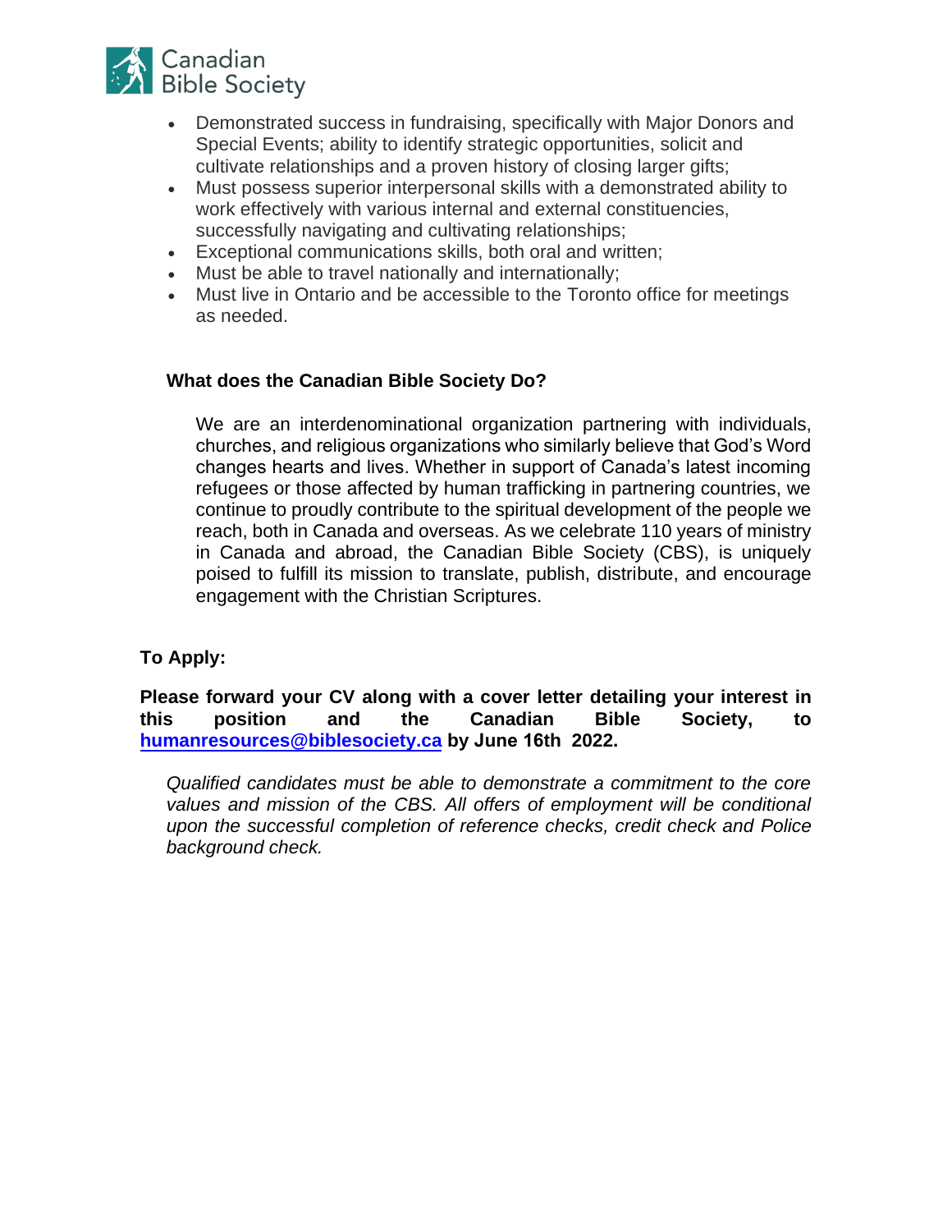- Demonstrated success in fundraising, specifically with Major Donors and Special Events; ability to identify strategic opportunities, solicit and cultivate relationships and a proven history of closing larger gifts;
- Must possess superior interpersonal skills with a demonstrated ability to work effectively with various internal and external constituencies, successfully navigating and cultivating relationships;
- Exceptional communications skills, both oral and written;
- Must be able to travel nationally and internationally;
- Must live in Ontario and be accessible to the Toronto office for meetings as needed.

**What does the Canadian Bible Society Do?**

We are an interdenominational organization partnering with individuals, churches, and religious organizations who similarly believe that God's Word changes hearts and lives. Whether in support of Canada's latest incoming refugees or those affected by human trafficking in partnering countries, we continue to proudly contribute to the spiritual development of the people we reach, both in Canada and overseas. As we celebrate 110 years of ministry in Canada and abroad, the Canadian Bible Society (CBS), is uniquely poised to fulfill its mission to translate, publish, distribute, and encourage engagement with the Christian Scriptures.

**To Apply:**

**Please forward your CV along with a cover letter detailing your interest in this position and the Canadian Bible Society, to [humanresources@biblesociety.ca](mailto:humanresources@biblesociety.ca) by June 16th 2022.**

*Qualified candidates must be able to demonstrate a commitment to the core values and mission of the CBS. All offers of employment will be conditional upon the successful completion of reference checks, credit check and Police background check.*